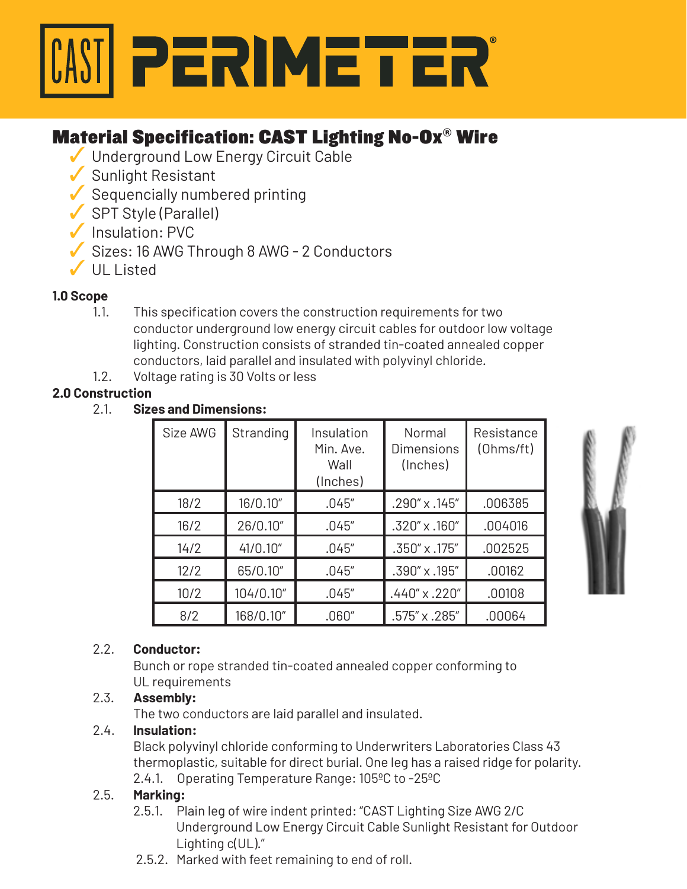# CAST PERIMETER®

## Material Specification: CAST Lighting No-Ox® Wire

- ✓ Underground Low Energy Circuit Cable
- ✓ Sunlight Resistant
- ✓ Sequencially numbered printing
- ✓ SPT Style (Parallel)
- ✓ Insulation: PVC
- ✓ Sizes: 16 AWG Through 8 AWG - 2 Conductors
- ✓ UL Listed

### 1.0 Scope

1.1. This specification covers the construction requirements for two conductor underground low energy circuit cables for outdoor low voltage lighting. Construction consists of stranded tin-coated annealed copper conductors, laid parallel and insulated with polyvinyl chloride.

1.2. Voltage rating is 30 Volts or less

### 2.0 Construction

2.1. **Sizes and Dimensions:**

| Size AWG | Stranding | Insulation Min. Ave. Wall (Inches) | Normal Dimensions (Inches) | Resistance (Ohms/ft) |
|---|---|---|---|---|
| 18/2 | 16/0.10" | .045" | .290" x .145" | .006385 |
| 16/2 | 26/0.10" | .045" | .320" x .160" | .004016 |
| 14/2 | 41/0.10" | .045" | .350" x .175" | .002525 |
| 12/2 | 65/0.10" | .045" | .390" x .195" | .00162 |
| 10/2 | 104/0.10" | .045" | .440" x .220" | .00108 |
| 8/2 | 168/0.10" | .060" | .575" x .285" | .00064 |

2.2. **Conductor:**
Bunch or rope stranded tin-coated annealed copper conforming to UL requirements

2.3. **Assembly:**
The two conductors are laid parallel and insulated.

2.4. **Insulation:**
Black polyvinyl chloride conforming to Underwriters Laboratories Class 43 thermoplastic, suitable for direct burial. One leg has a raised ridge for polarity.

2.4.1. Operating Temperature Range: 105ºC to -25ºC

2.5. **Marking:**

2.5.1. Plain leg of wire indent printed: "CAST Lighting Size AWG 2/C Underground Low Energy Circuit Cable Sunlight Resistant for Outdoor Lighting c(UL)."

2.5.2. Marked with feet remaining to end of roll.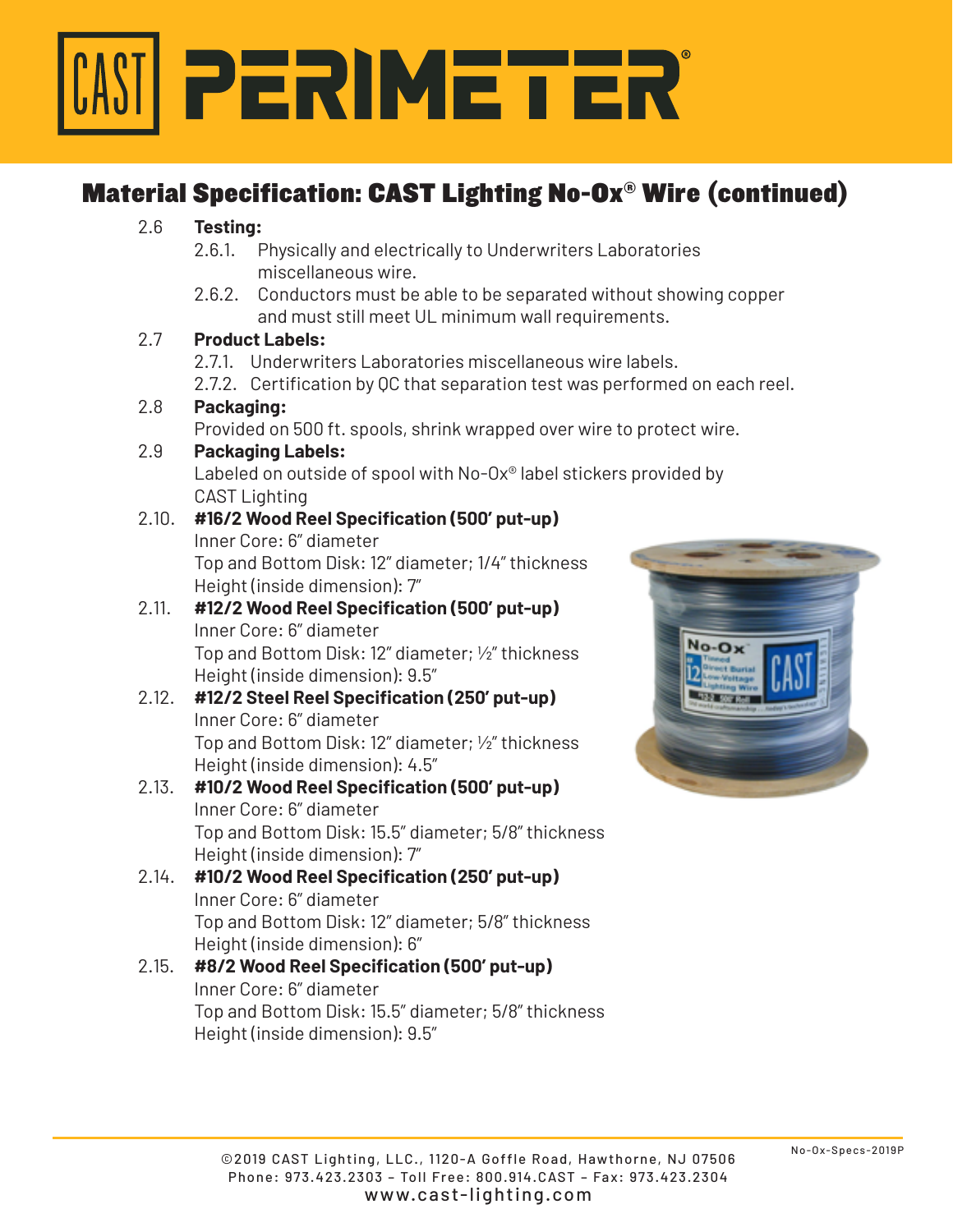# Material Specification: CAST Lighting No-Ox® Wire (continued)

2.6 **Testing:**

- 2.6.1. Physically and electrically to Underwriters Laboratories miscellaneous wire.
- 2.6.2. Conductors must be able to be separated without showing copper and must still meet UL minimum wall requirements.

2.7 **Product Labels:**

- 2.7.1. Underwriters Laboratories miscellaneous wire labels.
- 2.7.2. Certification by QC that separation test was performed on each reel.

2.8 **Packaging:**

Provided on 500 ft. spools, shrink wrapped over wire to protect wire.

2.9 **Packaging Labels:**

Labeled on outside of spool with No-Ox® label stickers provided by CAST Lighting

2.10. **#16/2 Wood Reel Specification (500' put-up)**

Inner Core: 6" diameter
Top and Bottom Disk: 12" diameter; 1/4" thickness
Height (inside dimension): 7"

2.11. **#12/2 Wood Reel Specification (500' put-up)**

Inner Core: 6" diameter
Top and Bottom Disk: 12" diameter; ½" thickness
Height (inside dimension): 9.5"

2.12. **#12/2 Steel Reel Specification (250' put-up)**

Inner Core: 6" diameter
Top and Bottom Disk: 12" diameter; ½" thickness
Height (inside dimension): 4.5"

2.13. **#10/2 Wood Reel Specification (500' put-up)**

Inner Core: 6" diameter
Top and Bottom Disk: 15.5" diameter; 5/8" thickness
Height (inside dimension): 7"

2.14. **#10/2 Wood Reel Specification (250' put-up)**

Inner Core: 6" diameter
Top and Bottom Disk: 12" diameter; 5/8" thickness
Height (inside dimension): 6"

2.15. **#8/2 Wood Reel Specification (500' put-up)**

Inner Core: 6" diameter
Top and Bottom Disk: 15.5" diameter; 5/8" thickness
Height (inside dimension): 9.5"